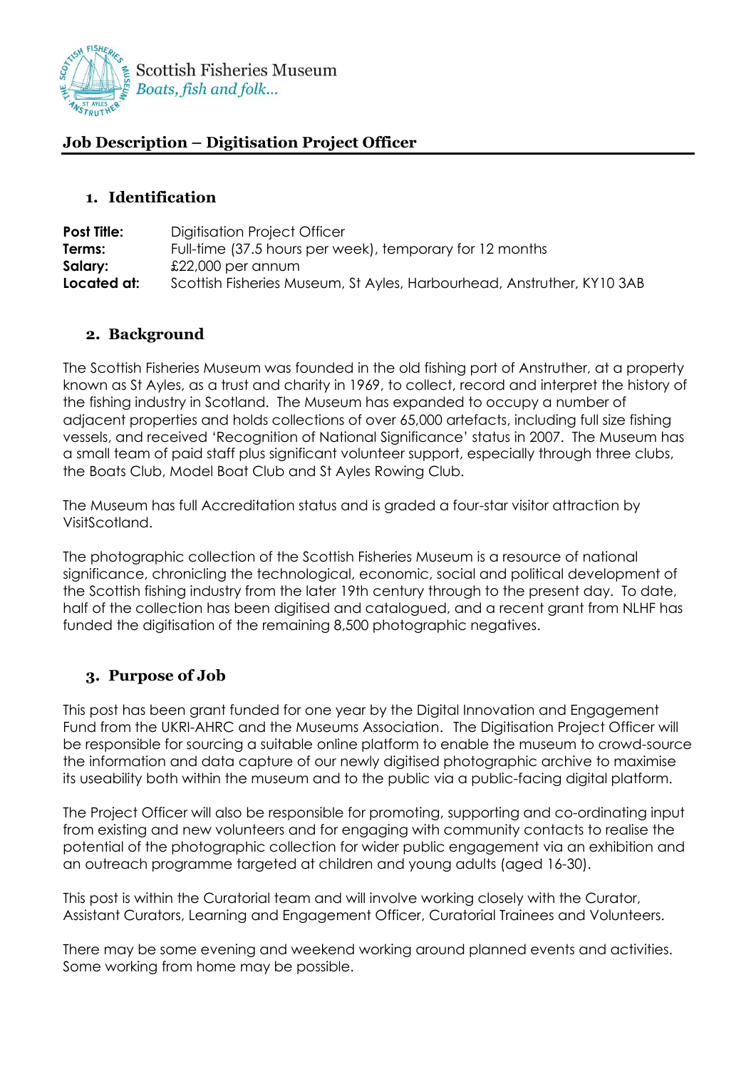Scottish Fisheries Museum
*Boats, fish and folk...*

# Job Description – Digitisation Project Officer

## 1. Identification

**Post Title:** Digitisation Project Officer
**Terms:** Full-time (37.5 hours per week), temporary for 12 months
**Salary:** £22,000 per annum
**Located at:** Scottish Fisheries Museum, St Ayles, Harbourhead, Anstruther, KY10 3AB

## 2. Background

The Scottish Fisheries Museum was founded in the old fishing port of Anstruther, at a property known as St Ayles, as a trust and charity in 1969, to collect, record and interpret the history of the fishing industry in Scotland. The Museum has expanded to occupy a number of adjacent properties and holds collections of over 65,000 artefacts, including full size fishing vessels, and received 'Recognition of National Significance' status in 2007. The Museum has a small team of paid staff plus significant volunteer support, especially through three clubs, the Boats Club, Model Boat Club and St Ayles Rowing Club.

The Museum has full Accreditation status and is graded a four-star visitor attraction by VisitScotland.

The photographic collection of the Scottish Fisheries Museum is a resource of national significance, chronicling the technological, economic, social and political development of the Scottish fishing industry from the later 19th century through to the present day. To date, half of the collection has been digitised and catalogued, and a recent grant from NLHF has funded the digitisation of the remaining 8,500 photographic negatives.

## 3. Purpose of Job

This post has been grant funded for one year by the Digital Innovation and Engagement Fund from the UKRI-AHRC and the Museums Association. The Digitisation Project Officer will be responsible for sourcing a suitable online platform to enable the museum to crowd-source the information and data capture of our newly digitised photographic archive to maximise its useability both within the museum and to the public via a public-facing digital platform.

The Project Officer will also be responsible for promoting, supporting and co-ordinating input from existing and new volunteers and for engaging with community contacts to realise the potential of the photographic collection for wider public engagement via an exhibition and an outreach programme targeted at children and young adults (aged 16-30).

This post is within the Curatorial team and will involve working closely with the Curator, Assistant Curators, Learning and Engagement Officer, Curatorial Trainees and Volunteers.

There may be some evening and weekend working around planned events and activities. Some working from home may be possible.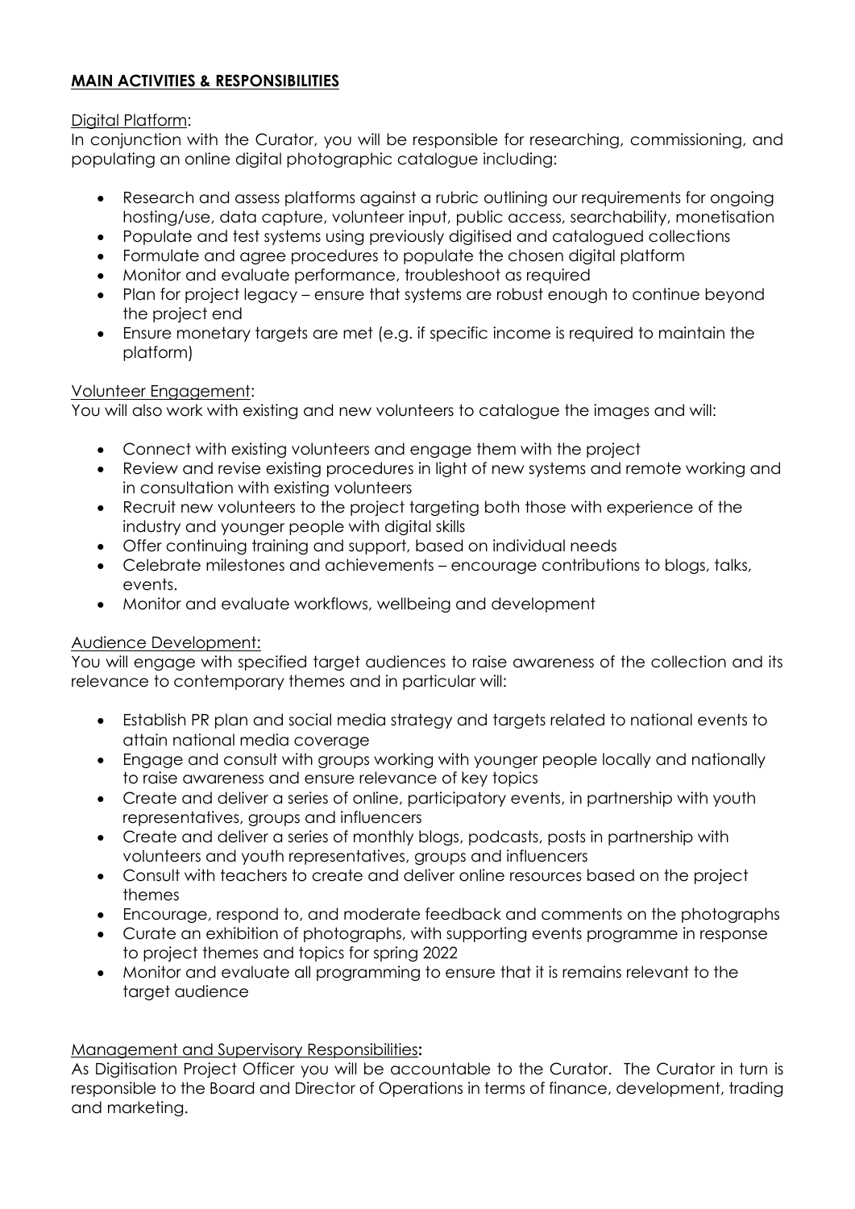## **MAIN ACTIVITIES & RESPONSIBILITIES**

Digital Platform:

In conjunction with the Curator, you will be responsible for researching, commissioning, and populating an online digital photographic catalogue including:

- Research and assess platforms against a rubric outlining our requirements for ongoing hosting/use, data capture, volunteer input, public access, searchability, monetisation
- Populate and test systems using previously digitised and catalogued collections
- Formulate and agree procedures to populate the chosen digital platform
- Monitor and evaluate performance, troubleshoot as required
- Plan for project legacy – ensure that systems are robust enough to continue beyond the project end
- Ensure monetary targets are met (e.g. if specific income is required to maintain the platform)

Volunteer Engagement:

You will also work with existing and new volunteers to catalogue the images and will:

- Connect with existing volunteers and engage them with the project
- Review and revise existing procedures in light of new systems and remote working and in consultation with existing volunteers
- Recruit new volunteers to the project targeting both those with experience of the industry and younger people with digital skills
- Offer continuing training and support, based on individual needs
- Celebrate milestones and achievements – encourage contributions to blogs, talks, events.
- Monitor and evaluate workflows, wellbeing and development

Audience Development:

You will engage with specified target audiences to raise awareness of the collection and its relevance to contemporary themes and in particular will:

- Establish PR plan and social media strategy and targets related to national events to attain national media coverage
- Engage and consult with groups working with younger people locally and nationally to raise awareness and ensure relevance of key topics
- Create and deliver a series of online, participatory events, in partnership with youth representatives, groups and influencers
- Create and deliver a series of monthly blogs, podcasts, posts in partnership with volunteers and youth representatives, groups and influencers
- Consult with teachers to create and deliver online resources based on the project themes
- Encourage, respond to, and moderate feedback and comments on the photographs
- Curate an exhibition of photographs, with supporting events programme in response to project themes and topics for spring 2022
- Monitor and evaluate all programming to ensure that it is remains relevant to the target audience

Management and Supervisory Responsibilities**:**

As Digitisation Project Officer you will be accountable to the Curator. The Curator in turn is responsible to the Board and Director of Operations in terms of finance, development, trading and marketing.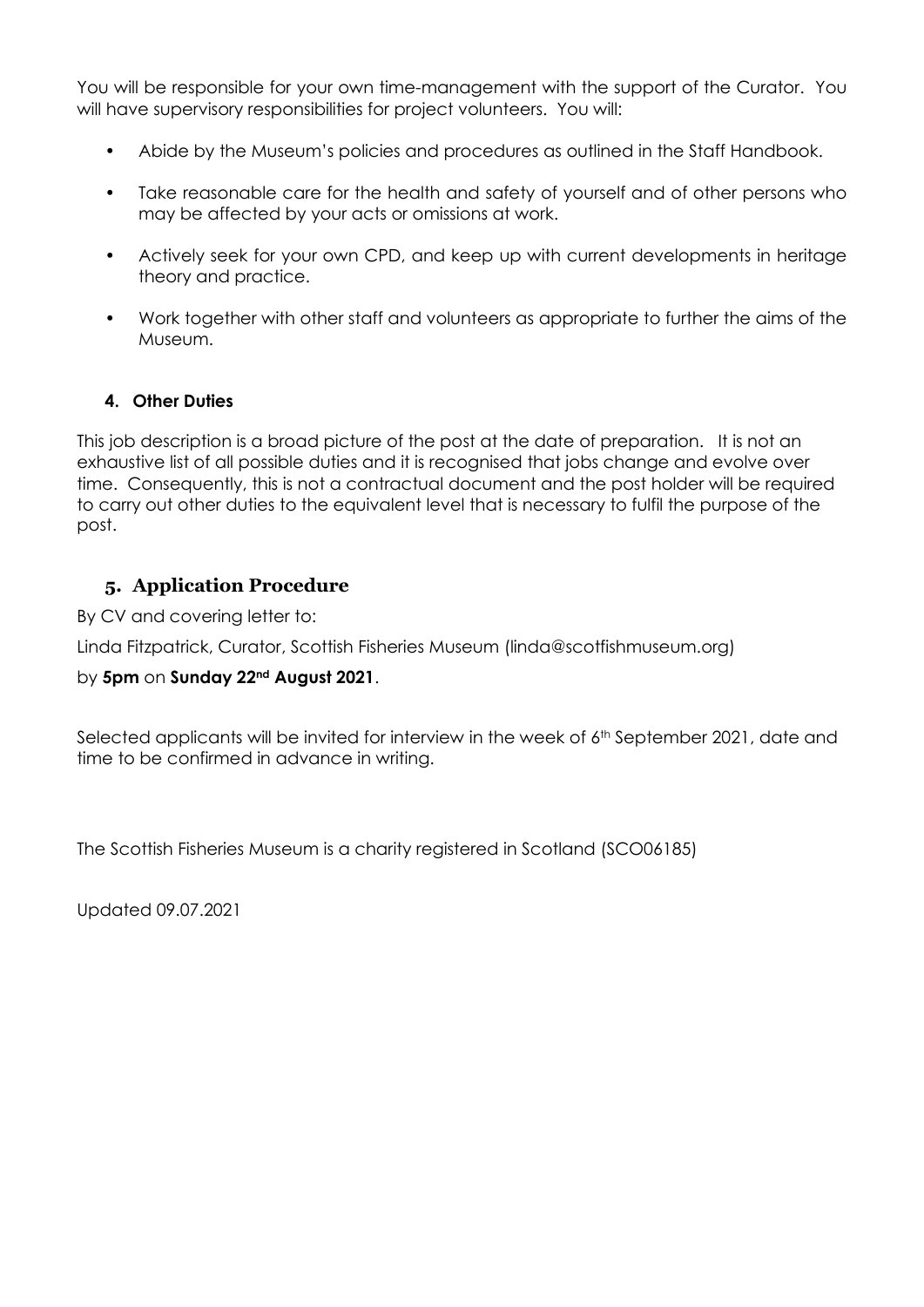You will be responsible for your own time-management with the support of the Curator. You will have supervisory responsibilities for project volunteers. You will:

- Abide by the Museum's policies and procedures as outlined in the Staff Handbook.
- Take reasonable care for the health and safety of yourself and of other persons who may be affected by your acts or omissions at work.
- Actively seek for your own CPD, and keep up with current developments in heritage theory and practice.
- Work together with other staff and volunteers as appropriate to further the aims of the Museum.

#### 4. Other Duties

This job description is a broad picture of the post at the date of preparation. It is not an exhaustive list of all possible duties and it is recognised that jobs change and evolve over time. Consequently, this is not a contractual document and the post holder will be required to carry out other duties to the equivalent level that is necessary to fulfil the purpose of the post.

### 5. Application Procedure

By CV and covering letter to:

Linda Fitzpatrick, Curator, Scottish Fisheries Museum (linda@scotfishmuseum.org)

by **5pm** on **Sunday 22nd August 2021**.

Selected applicants will be invited for interview in the week of 6th September 2021, date and time to be confirmed in advance in writing.

The Scottish Fisheries Museum is a charity registered in Scotland (SCO06185)

Updated 09.07.2021